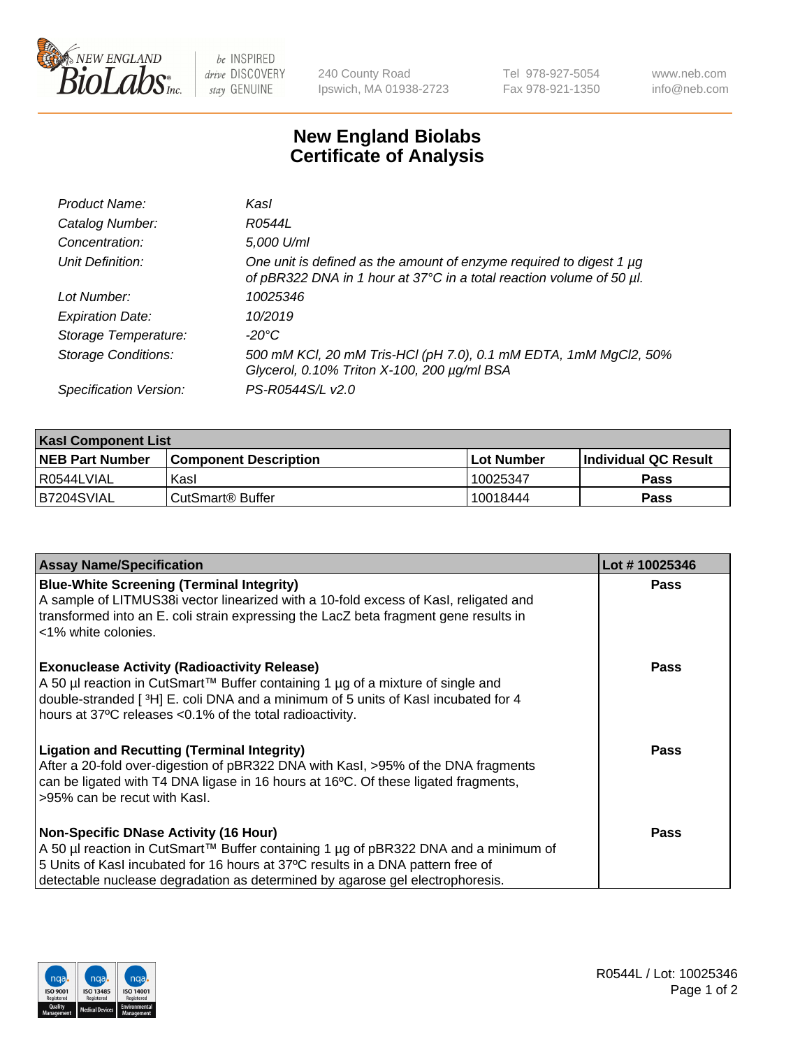# New England Biolabs Certificate of Analysis

| | |
|---|---|
| *Product Name:* | *KasI* |
| *Catalog Number:* | *R0544L* |
| *Concentration:* | *5,000 U/ml* |
| *Unit Definition:* | *One unit is defined as the amount of enzyme required to digest 1 µg of pBR322 DNA in 1 hour at 37°C in a total reaction volume of 50 µl.* |
| *Lot Number:* | *10025346* |
| *Expiration Date:* | *10/2019* |
| *Storage Temperature:* | *-20°C* |
| *Storage Conditions:* | *500 mM KCl, 20 mM Tris-HCl (pH 7.0), 0.1 mM EDTA, 1mM MgCl2, 50% Glycerol, 0.10% Triton X-100, 200 µg/ml BSA* |
| *Specification Version:* | *PS-R0544S/L v2.0* |

| KasI Component List | | | |
|---|---|---|---|
| **NEB Part Number** | **Component Description** | **Lot Number** | **Individual QC Result** |
| R0544LVIAL | KasI | 10025347 | **Pass** |
| B7204SVIAL | CutSmart® Buffer | 10018444 | **Pass** |

| Assay Name/Specification | Lot # 10025346 |
|---|---|
| **Blue-White Screening (Terminal Integrity)** A sample of LITMUS38i vector linearized with a 10-fold excess of KasI, religated and transformed into an E. coli strain expressing the LacZ beta fragment gene results in <1% white colonies. | **Pass** |
| **Exonuclease Activity (Radioactivity Release)** A 50 µl reaction in CutSmart™ Buffer containing 1 µg of a mixture of single and double-stranded [ $^3$H] E. coli DNA and a minimum of 5 units of KasI incubated for 4 hours at 37ºC releases <0.1% of the total radioactivity. | **Pass** |
| **Ligation and Recutting (Terminal Integrity)** After a 20-fold over-digestion of pBR322 DNA with KasI, >95% of the DNA fragments can be ligated with T4 DNA ligase in 16 hours at 16ºC. Of these ligated fragments, >95% can be recut with KasI. | **Pass** |
| **Non-Specific DNase Activity (16 Hour)** A 50 µl reaction in CutSmart™ Buffer containing 1 µg of pBR322 DNA and a minimum of 5 Units of KasI incubated for 16 hours at 37ºC results in a DNA pattern free of detectable nuclease degradation as determined by agarose gel electrophoresis. | **Pass** |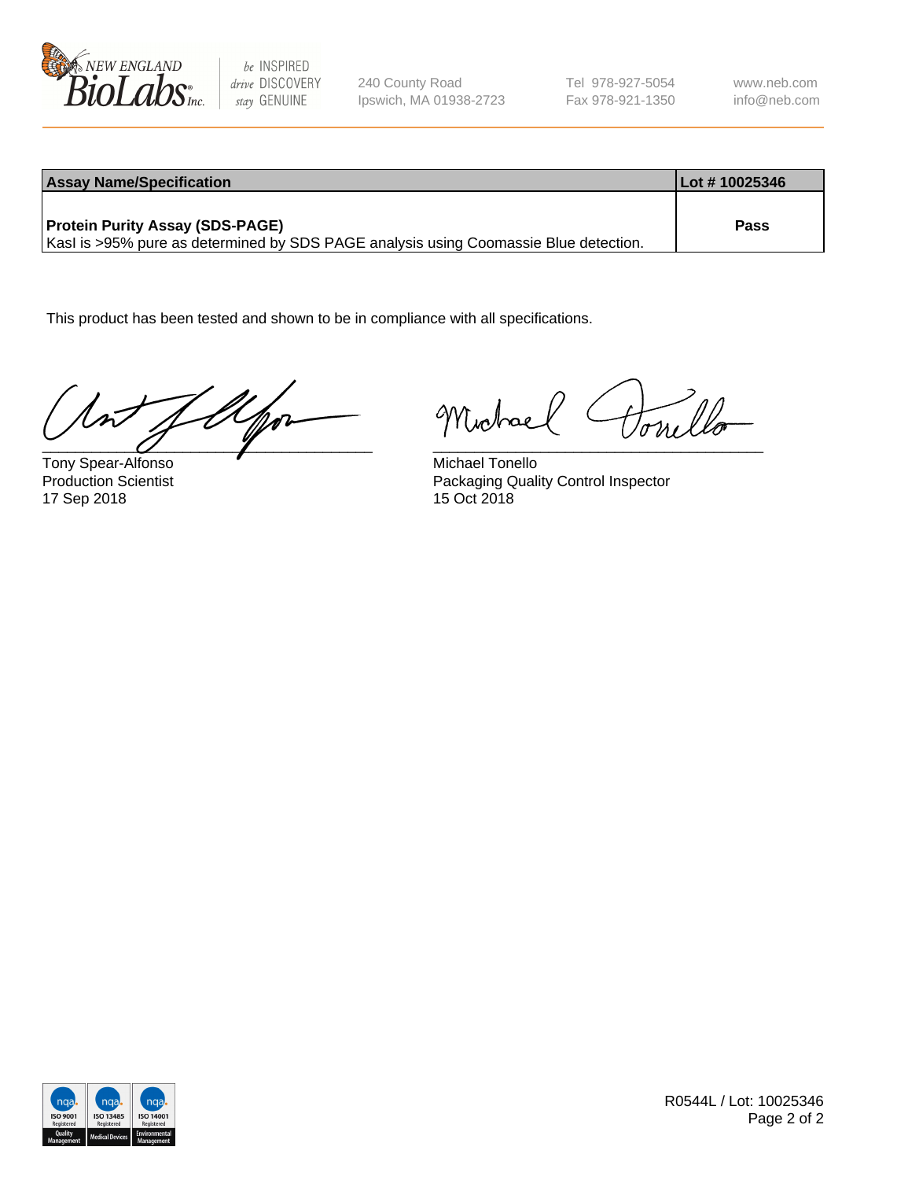240 County Road
Ipswich, MA 01938-2723

Tel 978-927-5054
Fax 978-921-1350

www.neb.com
info@neb.com

| Assay Name/Specification | Lot # 10025346 |
| --- | --- |
| **Protein Purity Assay (SDS-PAGE)**<br>KasI is >95% pure as determined by SDS PAGE analysis using Coomassie Blue detection. | **Pass** |

This product has been tested and shown to be in compliance with all specifications.

Tony Spear-Alfonso
Production Scientist
17 Sep 2018

Michael Tonello
Packaging Quality Control Inspector
15 Oct 2018

R0544L / Lot: 10025346